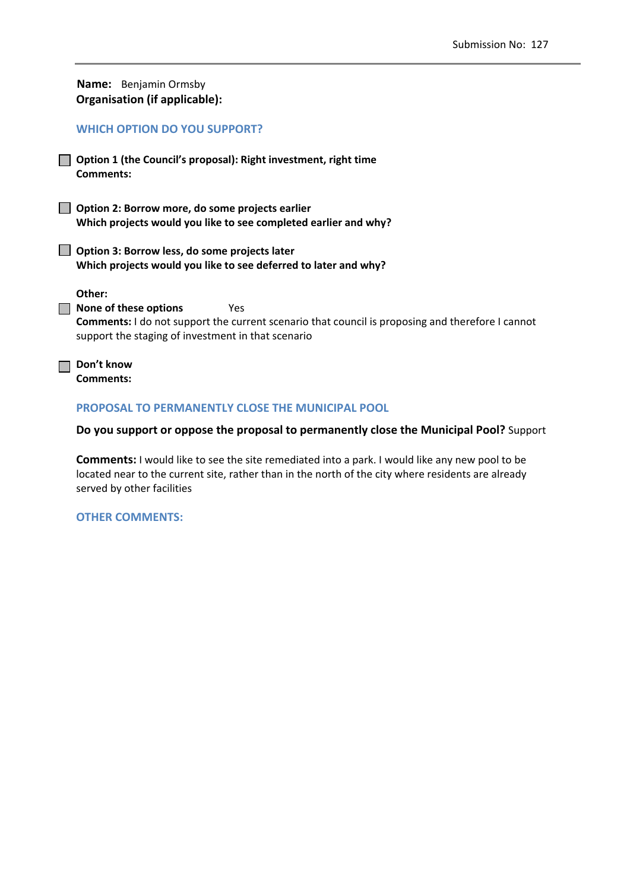Submission No: 127

**Name:** Benjamin Ormsby
**Organisation (if applicable):**

## WHICH OPTION DO YOU SUPPORT?

☐ **Option 1 (the Council's proposal): Right investment, right time**
**Comments:**

☐ **Option 2: Borrow more, do some projects earlier**
**Which projects would you like to see completed earlier and why?**

☐ **Option 3: Borrow less, do some projects later**
**Which projects would you like to see deferred to later and why?**

**Other:**
☐ **None of these options** Yes
**Comments:** I do not support the current scenario that council is proposing and therefore I cannot support the staging of investment in that scenario

☐ **Don't know**
**Comments:**

## PROPOSAL TO PERMANENTLY CLOSE THE MUNICIPAL POOL

**Do you support or oppose the proposal to permanently close the Municipal Pool?** Support

**Comments:** I would like to see the site remediated into a park. I would like any new pool to be located near to the current site, rather than in the north of the city where residents are already served by other facilities

## OTHER COMMENTS: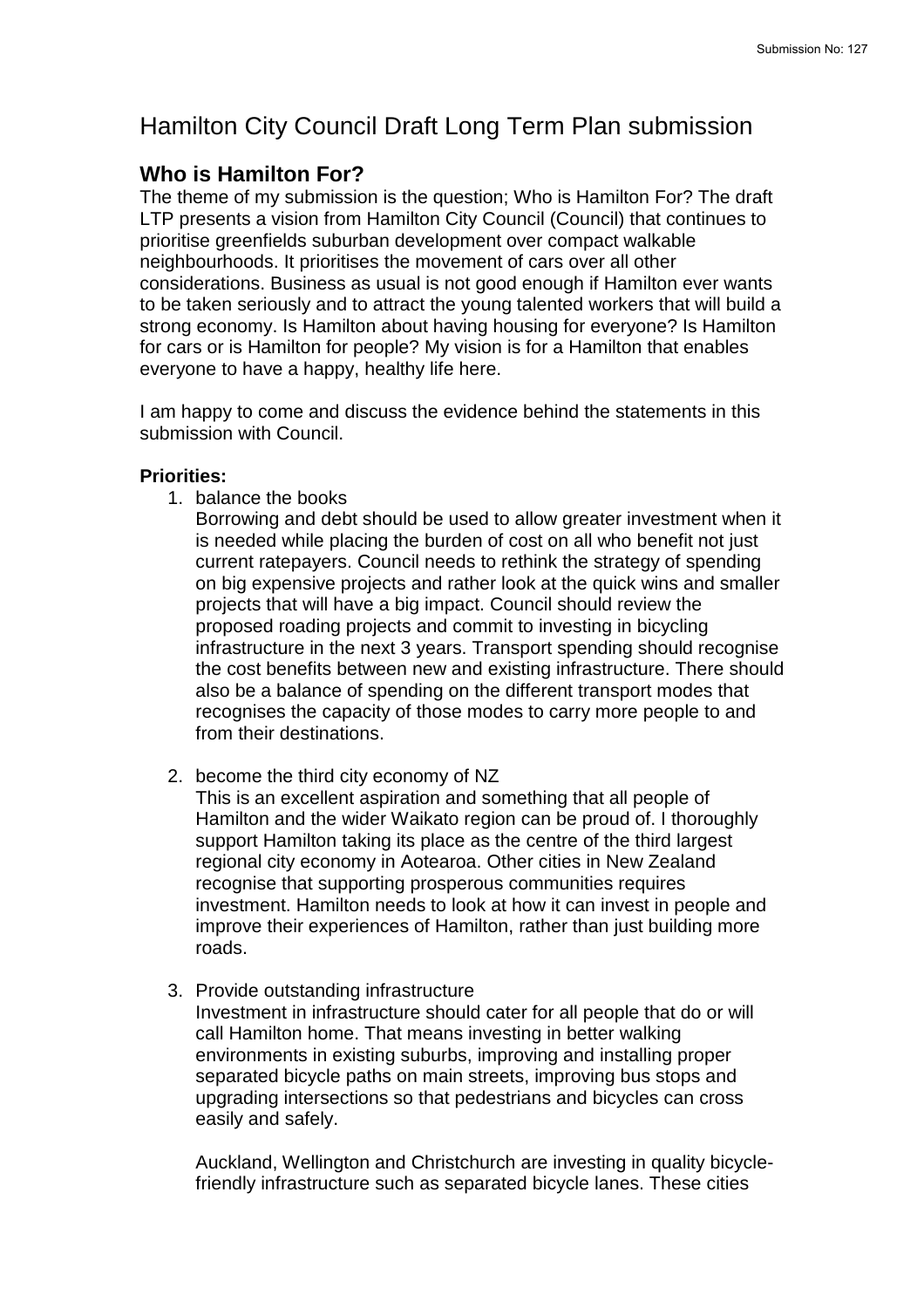# Hamilton City Council Draft Long Term Plan submission

## Who is Hamilton For?

The theme of my submission is the question; Who is Hamilton For? The draft LTP presents a vision from Hamilton City Council (Council) that continues to prioritise greenfields suburban development over compact walkable neighbourhoods. It prioritises the movement of cars over all other considerations. Business as usual is not good enough if Hamilton ever wants to be taken seriously and to attract the young talented workers that will build a strong economy. Is Hamilton about having housing for everyone? Is Hamilton for cars or is Hamilton for people? My vision is for a Hamilton that enables everyone to have a happy, healthy life here.

I am happy to come and discuss the evidence behind the statements in this submission with Council.

**Priorities:**

1. balance the books

   Borrowing and debt should be used to allow greater investment when it is needed while placing the burden of cost on all who benefit not just current ratepayers. Council needs to rethink the strategy of spending on big expensive projects and rather look at the quick wins and smaller projects that will have a big impact. Council should review the proposed roading projects and commit to investing in bicycling infrastructure in the next 3 years. Transport spending should recognise the cost benefits between new and existing infrastructure. There should also be a balance of spending on the different transport modes that recognises the capacity of those modes to carry more people to and from their destinations.

2. become the third city economy of NZ

   This is an excellent aspiration and something that all people of Hamilton and the wider Waikato region can be proud of. I thoroughly support Hamilton taking its place as the centre of the third largest regional city economy in Aotearoa. Other cities in New Zealand recognise that supporting prosperous communities requires investment. Hamilton needs to look at how it can invest in people and improve their experiences of Hamilton, rather than just building more roads.

3. Provide outstanding infrastructure

   Investment in infrastructure should cater for all people that do or will call Hamilton home. That means investing in better walking environments in existing suburbs, improving and installing proper separated bicycle paths on main streets, improving bus stops and upgrading intersections so that pedestrians and bicycles can cross easily and safely.

   Auckland, Wellington and Christchurch are investing in quality bicycle-friendly infrastructure such as separated bicycle lanes. These cities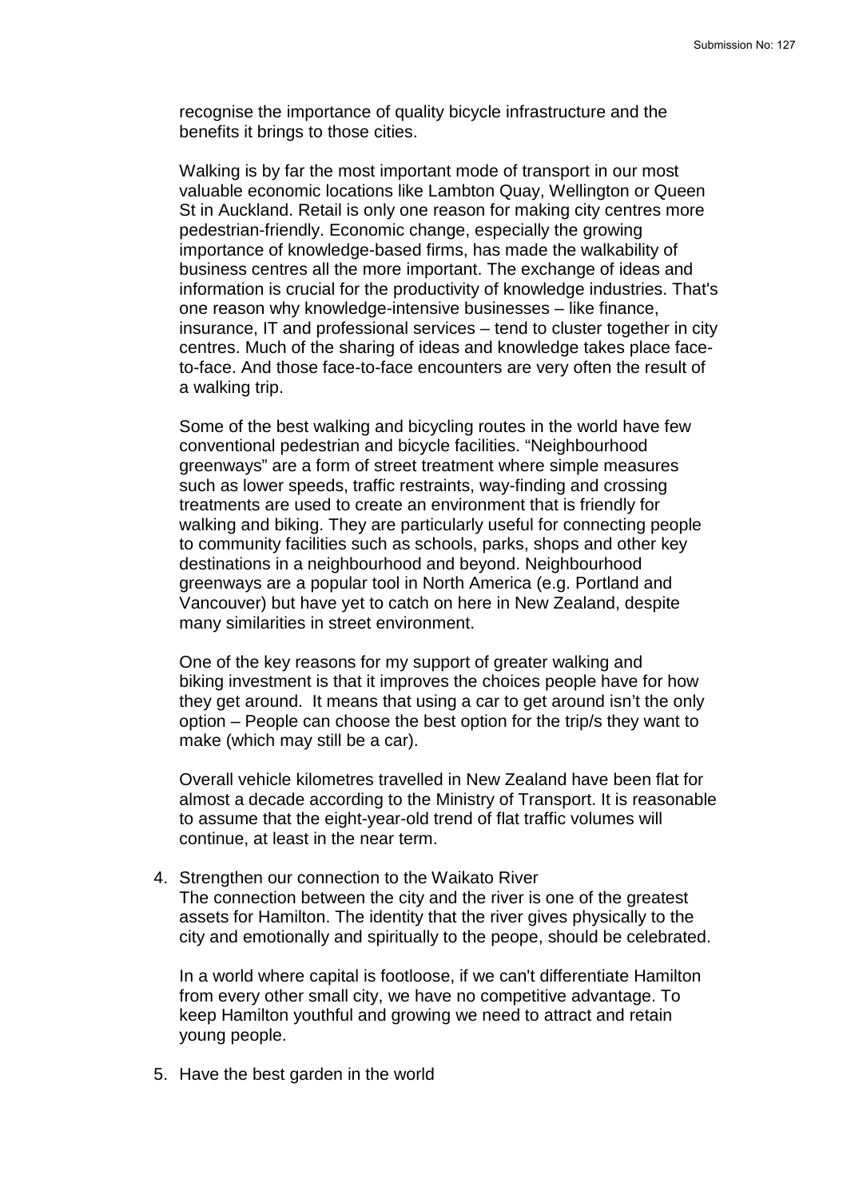recognise the importance of quality bicycle infrastructure and the benefits it brings to those cities.

Walking is by far the most important mode of transport in our most valuable economic locations like Lambton Quay, Wellington or Queen St in Auckland. Retail is only one reason for making city centres more pedestrian-friendly. Economic change, especially the growing importance of knowledge-based firms, has made the walkability of business centres all the more important. The exchange of ideas and information is crucial for the productivity of knowledge industries. That's one reason why knowledge-intensive businesses – like finance, insurance, IT and professional services – tend to cluster together in city centres. Much of the sharing of ideas and knowledge takes place face-to-face. And those face-to-face encounters are very often the result of a walking trip.

Some of the best walking and bicycling routes in the world have few conventional pedestrian and bicycle facilities. "Neighbourhood greenways" are a form of street treatment where simple measures such as lower speeds, traffic restraints, way-finding and crossing treatments are used to create an environment that is friendly for walking and biking. They are particularly useful for connecting people to community facilities such as schools, parks, shops and other key destinations in a neighbourhood and beyond. Neighbourhood greenways are a popular tool in North America (e.g. Portland and Vancouver) but have yet to catch on here in New Zealand, despite many similarities in street environment.

One of the key reasons for my support of greater walking and biking investment is that it improves the choices people have for how they get around. It means that using a car to get around isn't the only option – People can choose the best option for the trip/s they want to make (which may still be a car).

Overall vehicle kilometres travelled in New Zealand have been flat for almost a decade according to the Ministry of Transport. It is reasonable to assume that the eight-year-old trend of flat traffic volumes will continue, at least in the near term.

4. Strengthen our connection to the Waikato River
   The connection between the city and the river is one of the greatest assets for Hamilton. The identity that the river gives physically to the city and emotionally and spiritually to the peope, should be celebrated.

   In a world where capital is footloose, if we can't differentiate Hamilton from every other small city, we have no competitive advantage. To keep Hamilton youthful and growing we need to attract and retain young people.

5. Have the best garden in the world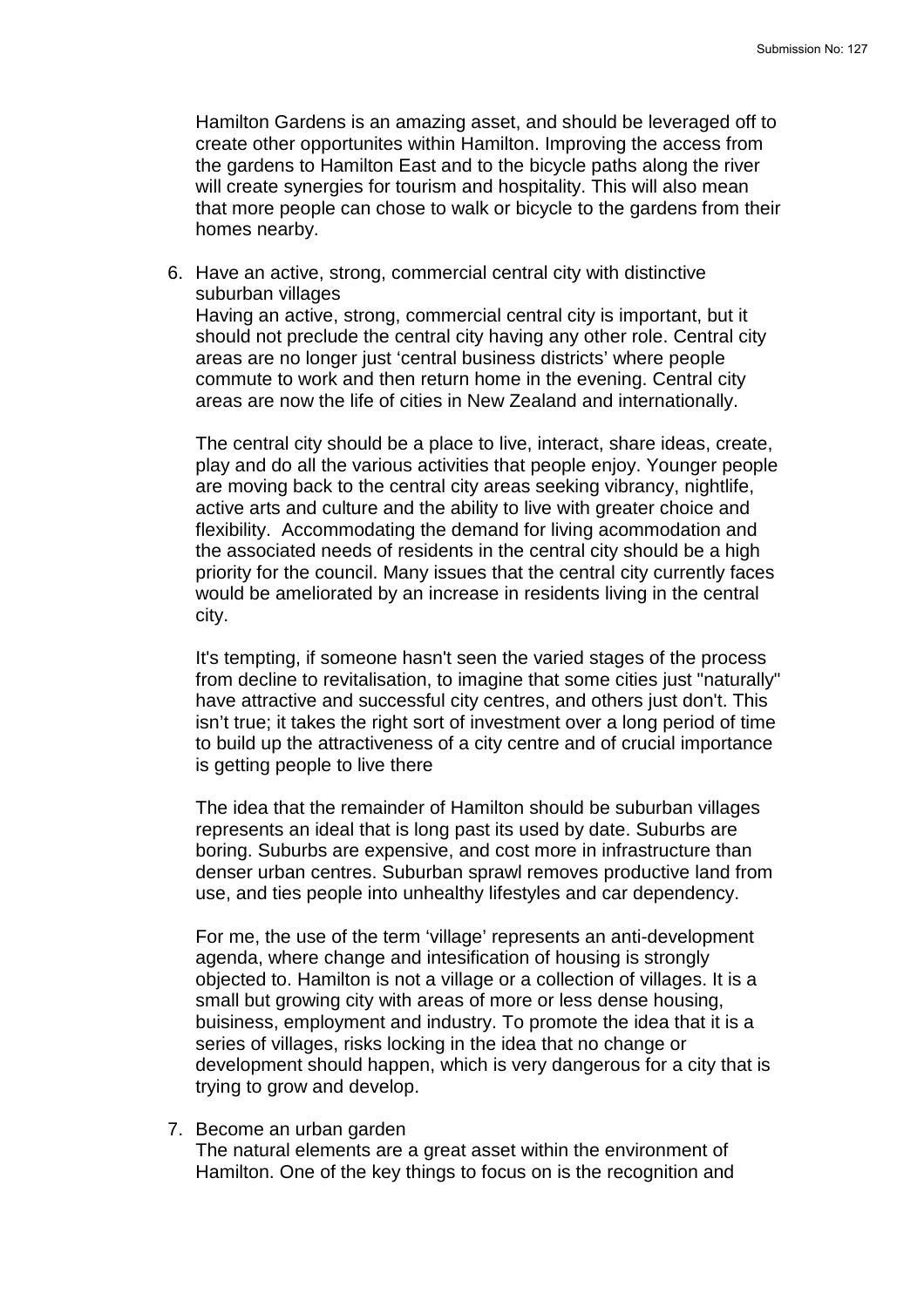Hamilton Gardens is an amazing asset, and should be leveraged off to create other opportunites within Hamilton. Improving the access from the gardens to Hamilton East and to the bicycle paths along the river will create synergies for tourism and hospitality. This will also mean that more people can chose to walk or bicycle to the gardens from their homes nearby.

6. Have an active, strong, commercial central city with distinctive suburban villages
   Having an active, strong, commercial central city is important, but it should not preclude the central city having any other role. Central city areas are no longer just 'central business districts' where people commute to work and then return home in the evening. Central city areas are now the life of cities in New Zealand and internationally.

   The central city should be a place to live, interact, share ideas, create, play and do all the various activities that people enjoy. Younger people are moving back to the central city areas seeking vibrancy, nightlife, active arts and culture and the ability to live with greater choice and flexibility. Accommodating the demand for living acommodation and the associated needs of residents in the central city should be a high priority for the council. Many issues that the central city currently faces would be ameliorated by an increase in residents living in the central city.

   It's tempting, if someone hasn't seen the varied stages of the process from decline to revitalisation, to imagine that some cities just "naturally" have attractive and successful city centres, and others just don't. This isn't true; it takes the right sort of investment over a long period of time to build up the attractiveness of a city centre and of crucial importance is getting people to live there

   The idea that the remainder of Hamilton should be suburban villages represents an ideal that is long past its used by date. Suburbs are boring. Suburbs are expensive, and cost more in infrastructure than denser urban centres. Suburban sprawl removes productive land from use, and ties people into unhealthy lifestyles and car dependency.

   For me, the use of the term 'village' represents an anti-development agenda, where change and intesification of housing is strongly objected to. Hamilton is not a village or a collection of villages. It is a small but growing city with areas of more or less dense housing, buisiness, employment and industry. To promote the idea that it is a series of villages, risks locking in the idea that no change or development should happen, which is very dangerous for a city that is trying to grow and develop.

7. Become an urban garden
   The natural elements are a great asset within the environment of Hamilton. One of the key things to focus on is the recognition and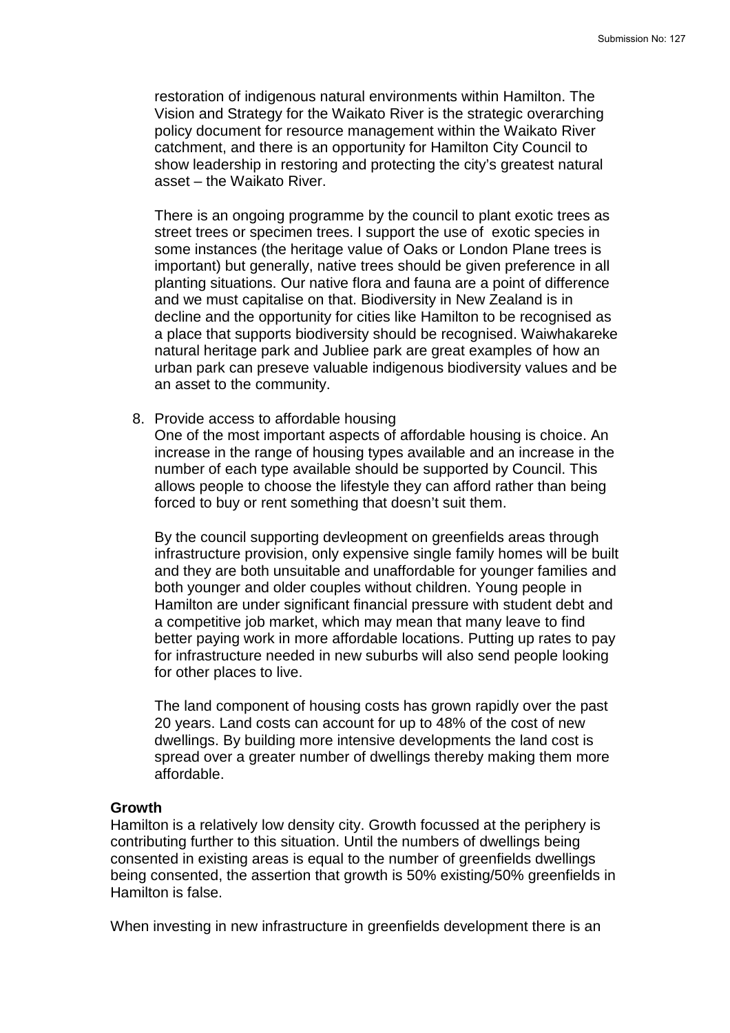restoration of indigenous natural environments within Hamilton. The Vision and Strategy for the Waikato River is the strategic overarching policy document for resource management within the Waikato River catchment, and there is an opportunity for Hamilton City Council to show leadership in restoring and protecting the city's greatest natural asset – the Waikato River.

There is an ongoing programme by the council to plant exotic trees as street trees or specimen trees. I support the use of exotic species in some instances (the heritage value of Oaks or London Plane trees is important) but generally, native trees should be given preference in all planting situations. Our native flora and fauna are a point of difference and we must capitalise on that. Biodiversity in New Zealand is in decline and the opportunity for cities like Hamilton to be recognised as a place that supports biodiversity should be recognised. Waiwhakareke natural heritage park and Jubliee park are great examples of how an urban park can preseve valuable indigenous biodiversity values and be an asset to the community.

8. Provide access to affordable housing
   One of the most important aspects of affordable housing is choice. An increase in the range of housing types available and an increase in the number of each type available should be supported by Council. This allows people to choose the lifestyle they can afford rather than being forced to buy or rent something that doesn't suit them.

   By the council supporting devleopment on greenfields areas through infrastructure provision, only expensive single family homes will be built and they are both unsuitable and unaffordable for younger families and both younger and older couples without children. Young people in Hamilton are under significant financial pressure with student debt and a competitive job market, which may mean that many leave to find better paying work in more affordable locations. Putting up rates to pay for infrastructure needed in new suburbs will also send people looking for other places to live.

   The land component of housing costs has grown rapidly over the past 20 years. Land costs can account for up to 48% of the cost of new dwellings. By building more intensive developments the land cost is spread over a greater number of dwellings thereby making them more affordable.

**Growth**

Hamilton is a relatively low density city. Growth focussed at the periphery is contributing further to this situation. Until the numbers of dwellings being consented in existing areas is equal to the number of greenfields dwellings being consented, the assertion that growth is 50% existing/50% greenfields in Hamilton is false.

When investing in new infrastructure in greenfields development there is an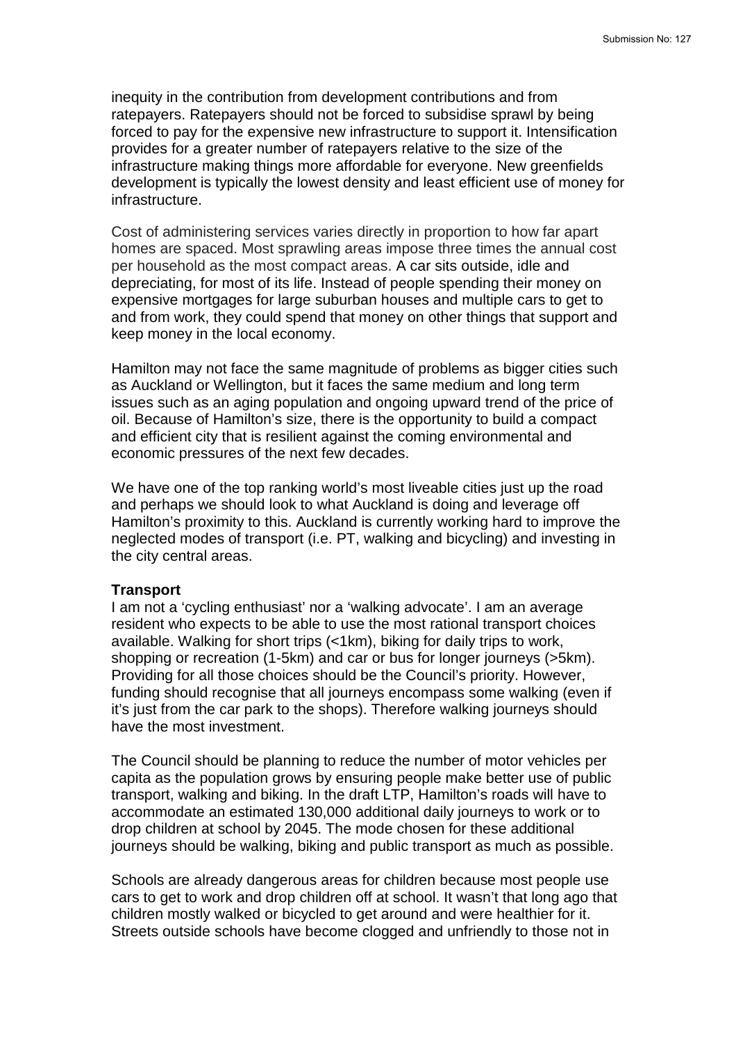inequity in the contribution from development contributions and from ratepayers. Ratepayers should not be forced to subsidise sprawl by being forced to pay for the expensive new infrastructure to support it. Intensification provides for a greater number of ratepayers relative to the size of the infrastructure making things more affordable for everyone. New greenfields development is typically the lowest density and least efficient use of money for infrastructure.

Cost of administering services varies directly in proportion to how far apart homes are spaced. Most sprawling areas impose three times the annual cost per household as the most compact areas. A car sits outside, idle and depreciating, for most of its life. Instead of people spending their money on expensive mortgages for large suburban houses and multiple cars to get to and from work, they could spend that money on other things that support and keep money in the local economy.

Hamilton may not face the same magnitude of problems as bigger cities such as Auckland or Wellington, but it faces the same medium and long term issues such as an aging population and ongoing upward trend of the price of oil. Because of Hamilton's size, there is the opportunity to build a compact and efficient city that is resilient against the coming environmental and economic pressures of the next few decades.

We have one of the top ranking world's most liveable cities just up the road and perhaps we should look to what Auckland is doing and leverage off Hamilton's proximity to this. Auckland is currently working hard to improve the neglected modes of transport (i.e. PT, walking and bicycling) and investing in the city central areas.

**Transport**

I am not a 'cycling enthusiast' nor a 'walking advocate'. I am an average resident who expects to be able to use the most rational transport choices available. Walking for short trips (<1km), biking for daily trips to work, shopping or recreation (1-5km) and car or bus for longer journeys (>5km). Providing for all those choices should be the Council's priority. However, funding should recognise that all journeys encompass some walking (even if it's just from the car park to the shops). Therefore walking journeys should have the most investment.

The Council should be planning to reduce the number of motor vehicles per capita as the population grows by ensuring people make better use of public transport, walking and biking. In the draft LTP, Hamilton's roads will have to accommodate an estimated 130,000 additional daily journeys to work or to drop children at school by 2045. The mode chosen for these additional journeys should be walking, biking and public transport as much as possible.

Schools are already dangerous areas for children because most people use cars to get to work and drop children off at school. It wasn't that long ago that children mostly walked or bicycled to get around and were healthier for it. Streets outside schools have become clogged and unfriendly to those not in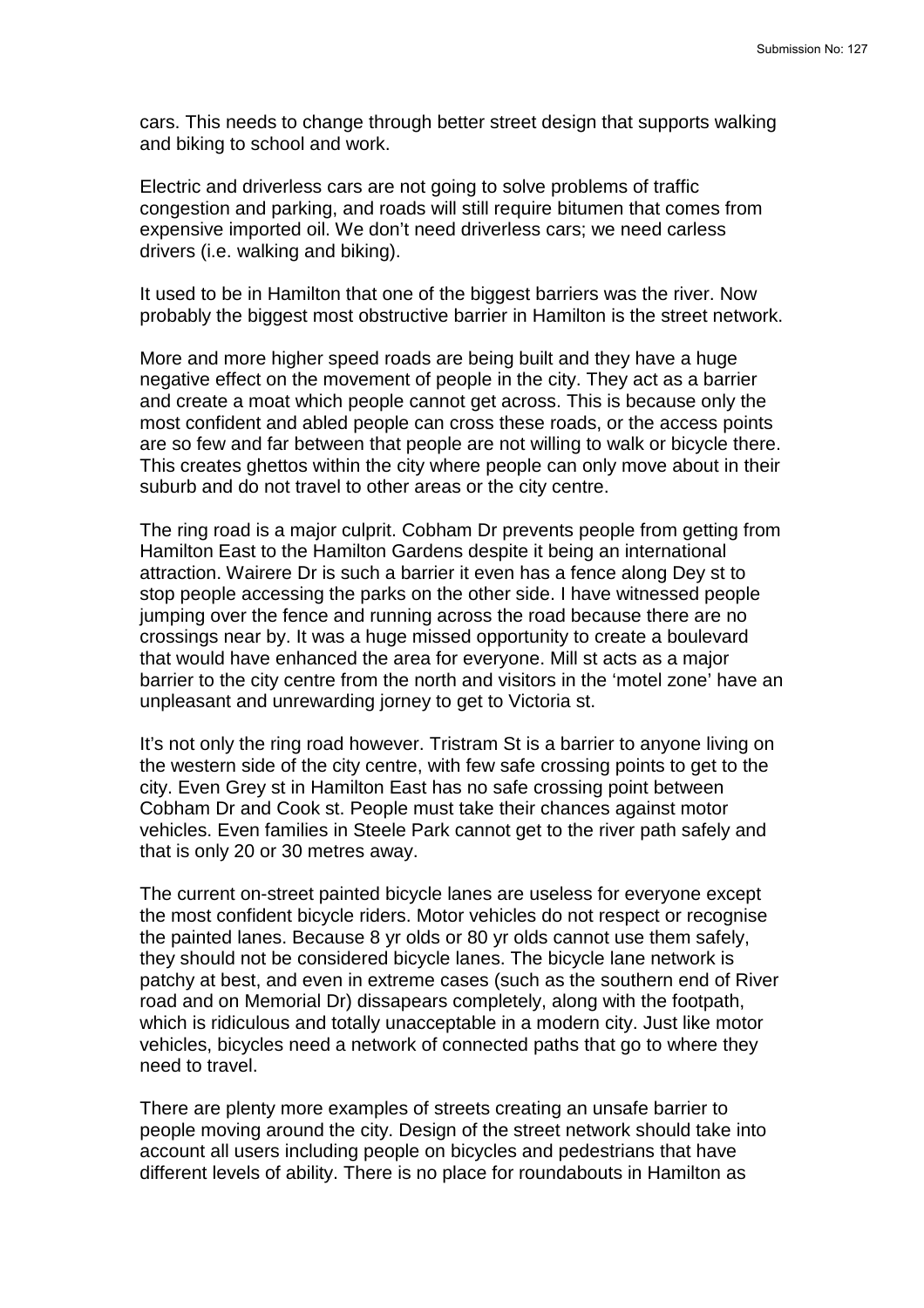cars. This needs to change through better street design that supports walking and biking to school and work.

Electric and driverless cars are not going to solve problems of traffic congestion and parking, and roads will still require bitumen that comes from expensive imported oil. We don't need driverless cars; we need carless drivers (i.e. walking and biking).

It used to be in Hamilton that one of the biggest barriers was the river. Now probably the biggest most obstructive barrier in Hamilton is the street network.

More and more higher speed roads are being built and they have a huge negative effect on the movement of people in the city. They act as a barrier and create a moat which people cannot get across. This is because only the most confident and abled people can cross these roads, or the access points are so few and far between that people are not willing to walk or bicycle there. This creates ghettos within the city where people can only move about in their suburb and do not travel to other areas or the city centre.

The ring road is a major culprit. Cobham Dr prevents people from getting from Hamilton East to the Hamilton Gardens despite it being an international attraction. Wairere Dr is such a barrier it even has a fence along Dey st to stop people accessing the parks on the other side. I have witnessed people jumping over the fence and running across the road because there are no crossings near by. It was a huge missed opportunity to create a boulevard that would have enhanced the area for everyone. Mill st acts as a major barrier to the city centre from the north and visitors in the 'motel zone' have an unpleasant and unrewarding jorney to get to Victoria st.

It's not only the ring road however. Tristram St is a barrier to anyone living on the western side of the city centre, with few safe crossing points to get to the city. Even Grey st in Hamilton East has no safe crossing point between Cobham Dr and Cook st. People must take their chances against motor vehicles. Even families in Steele Park cannot get to the river path safely and that is only 20 or 30 metres away.

The current on-street painted bicycle lanes are useless for everyone except the most confident bicycle riders. Motor vehicles do not respect or recognise the painted lanes. Because 8 yr olds or 80 yr olds cannot use them safely, they should not be considered bicycle lanes. The bicycle lane network is patchy at best, and even in extreme cases (such as the southern end of River road and on Memorial Dr) dissapears completely, along with the footpath, which is ridiculous and totally unacceptable in a modern city. Just like motor vehicles, bicycles need a network of connected paths that go to where they need to travel.

There are plenty more examples of streets creating an unsafe barrier to people moving around the city. Design of the street network should take into account all users including people on bicycles and pedestrians that have different levels of ability. There is no place for roundabouts in Hamilton as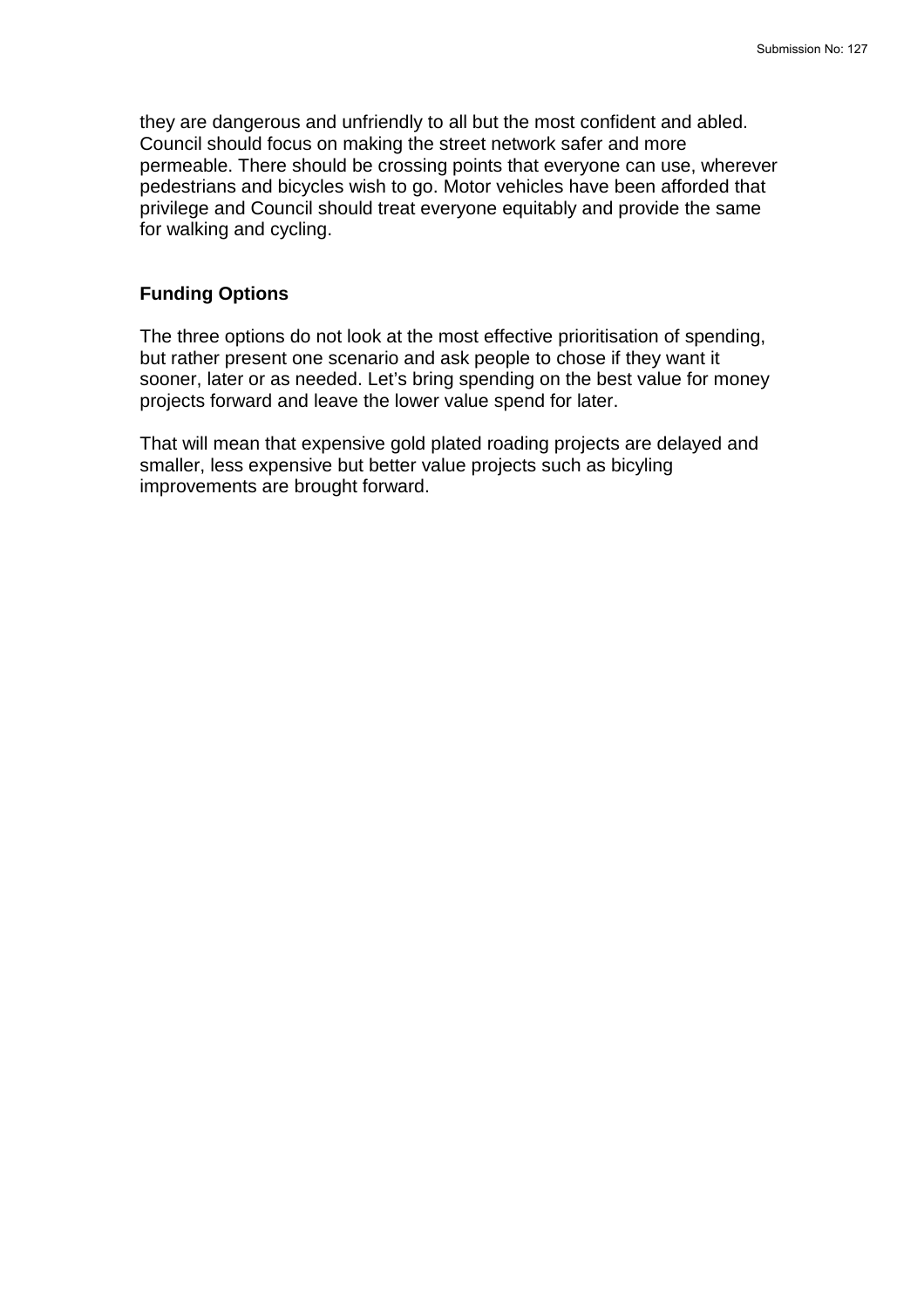they are dangerous and unfriendly to all but the most confident and abled. Council should focus on making the street network safer and more permeable. There should be crossing points that everyone can use, wherever pedestrians and bicycles wish to go. Motor vehicles have been afforded that privilege and Council should treat everyone equitably and provide the same for walking and cycling.

**Funding Options**

The three options do not look at the most effective prioritisation of spending, but rather present one scenario and ask people to chose if they want it sooner, later or as needed. Let's bring spending on the best value for money projects forward and leave the lower value spend for later.

That will mean that expensive gold plated roading projects are delayed and smaller, less expensive but better value projects such as bicyling improvements are brought forward.